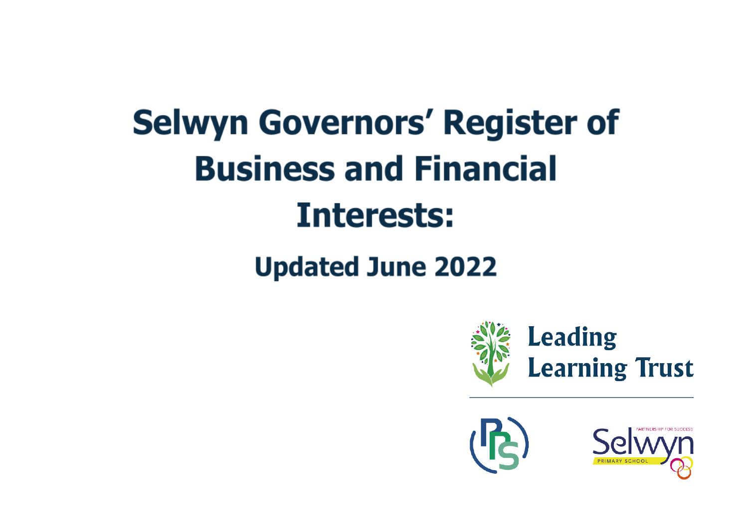# Selwyn Governors' Register of Business and Financial Interests:

## Updated June 2022

Leading Learning Trust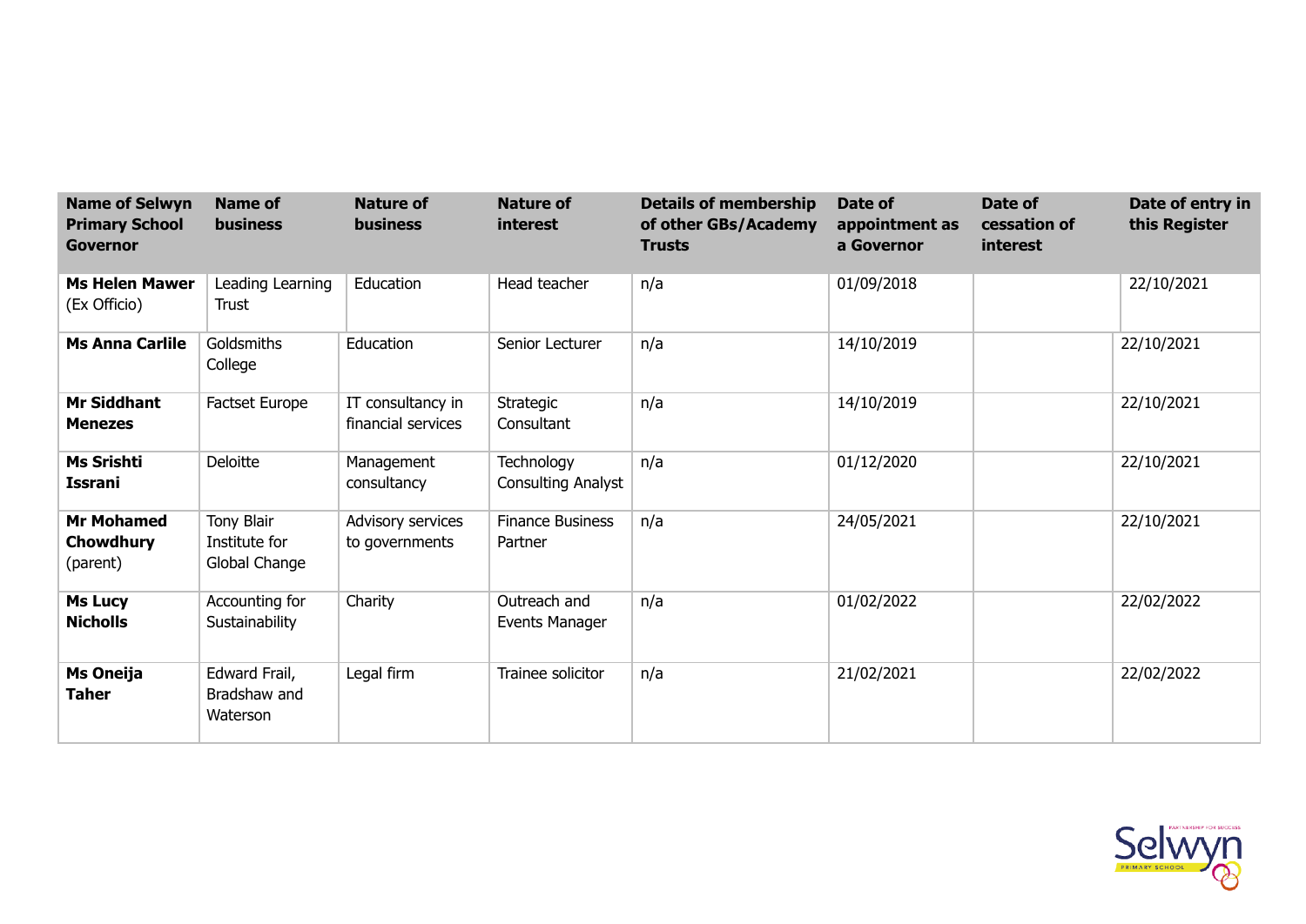| Name of Selwyn Primary School Governor | Name of business | Nature of business | Nature of interest | Details of membership of other GBs/Academy Trusts | Date of appointment as a Governor | Date of cessation of interest | Date of entry in this Register |
|---|---|---|---|---|---|---|---|
| **Ms Helen Mawer** (Ex Officio) | Leading Learning Trust | Education | Head teacher | n/a | 01/09/2018 | | 22/10/2021 |
| **Ms Anna Carlile** | Goldsmiths College | Education | Senior Lecturer | n/a | 14/10/2019 | | 22/10/2021 |
| **Mr Siddhant Menezes** | Factset Europe | IT consultancy in financial services | Strategic Consultant | n/a | 14/10/2019 | | 22/10/2021 |
| **Ms Srishti Issrani** | Deloitte | Management consultancy | Technology Consulting Analyst | n/a | 01/12/2020 | | 22/10/2021 |
| **Mr Mohamed Chowdhury** (parent) | Tony Blair Institute for Global Change | Advisory services to governments | Finance Business Partner | n/a | 24/05/2021 | | 22/10/2021 |
| **Ms Lucy Nicholls** | Accounting for Sustainability | Charity | Outreach and Events Manager | n/a | 01/02/2022 | | 22/02/2022 |
| **Ms Oneija Taher** | Edward Frail, Bradshaw and Waterson | Legal firm | Trainee solicitor | n/a | 21/02/2021 | | 22/02/2022 |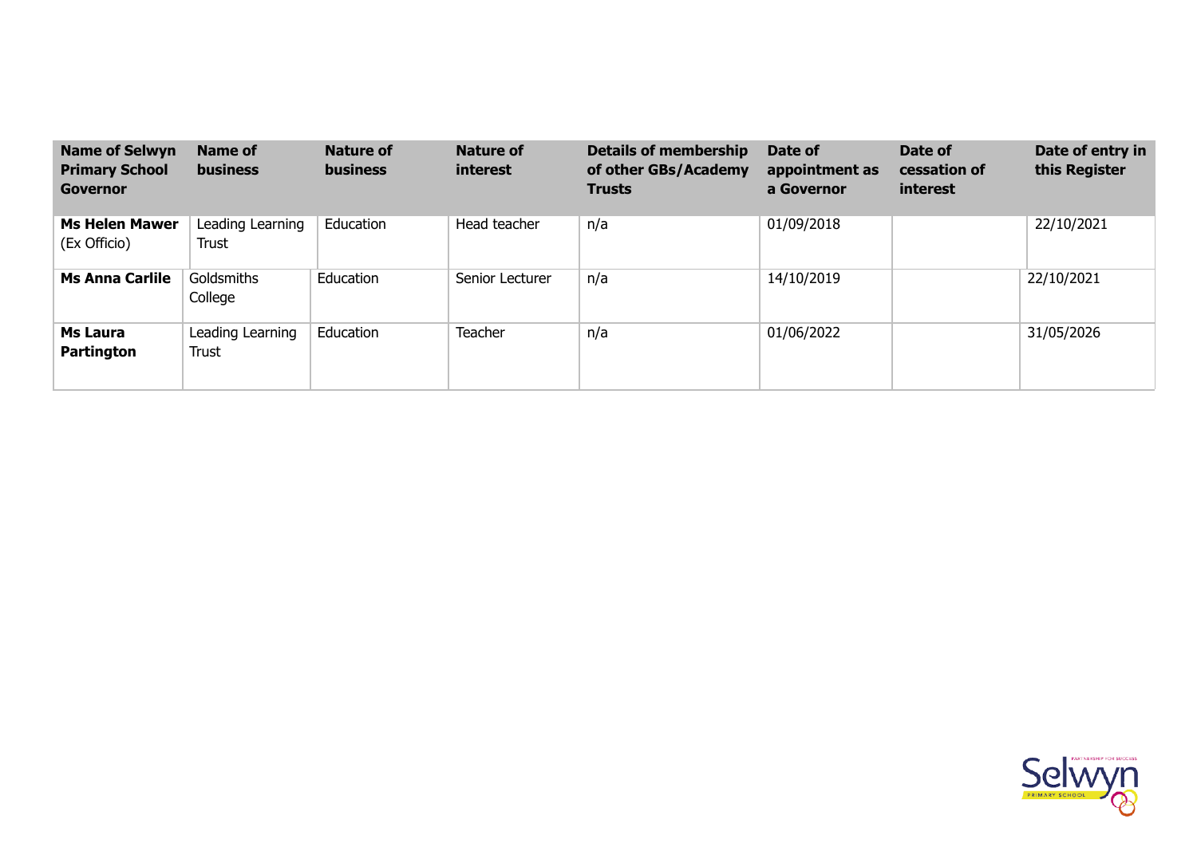| Name of Selwyn Primary School Governor | Name of business | Nature of business | Nature of interest | Details of membership of other GBs/Academy Trusts | Date of appointment as a Governor | Date of cessation of interest | Date of entry in this Register |
|---|---|---|---|---|---|---|---|
| **Ms Helen Mawer** (Ex Officio) | Leading Learning Trust | Education | Head teacher | n/a | 01/09/2018 | | 22/10/2021 |
| **Ms Anna Carlile** | Goldsmiths College | Education | Senior Lecturer | n/a | 14/10/2019 | | 22/10/2021 |
| **Ms Laura Partington** | Leading Learning Trust | Education | Teacher | n/a | 01/06/2022 | | 31/05/2026 |